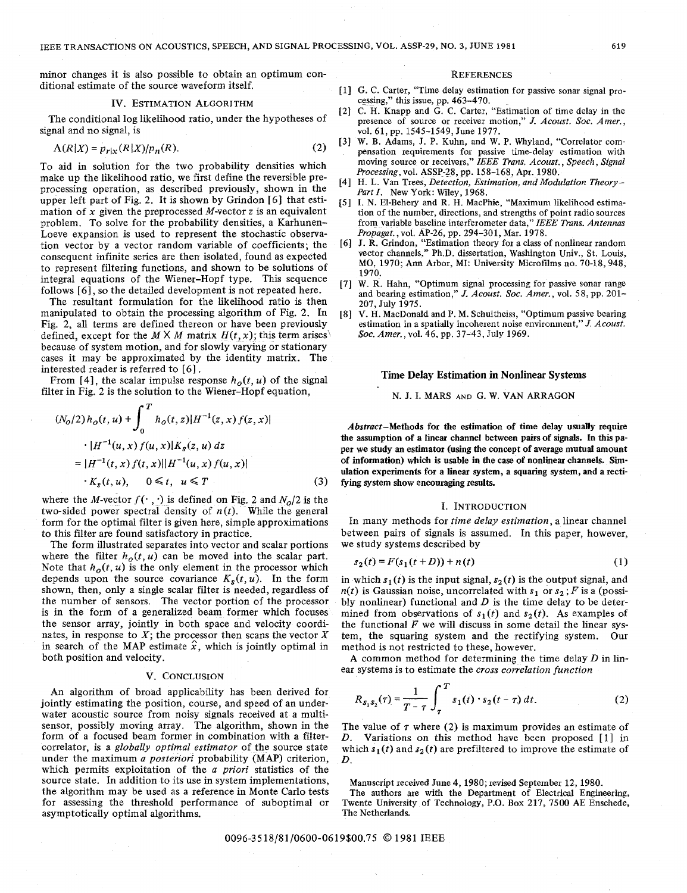minor changes it is also possible to obtain an optimum conditional estimate of the source waveform itself.

## IV. Estimation Algorithm

The conditional log likelihood ratio, under the hypotheses of signal and no signal, is

$$\Lambda(R|X) = p_{r|x}(R|X)/p_n(R). \tag{2}$$

To aid in solution for the two probability densities which make up the likelihood ratio, we first define the reversible preprocessing operation, as described previously, shown in the upper left part of Fig. 2. It is shown by Grindon [6] that estimation of $x$ given the preprocessed $M$-vector $z$ is an equivalent problem. To solve for the probability densities, a Karhunen-Loeve expansion is used to represent the stochastic observation vector by a vector random variable of coefficients; the consequent infinite series are then isolated, found as expected to represent filtering functions, and shown to be solutions of integral equations of the Wiener-Hopf type. This sequence follows [6], so the detailed development is not repeated here.

The resultant formulation for the likelihood ratio is then manipulated to obtain the processing algorithm of Fig. 2. In Fig. 2, all terms are defined thereon or have been previously defined, except for the $M \times M$ matrix $H(t, x)$; this term arises because of system motion, and for slowly varying or stationary cases it may be approximated by the identity matrix. The interested reader is referred to [6].

From [4], the scalar impulse response $h_o(t, u)$ of the signal filter in Fig. 2 is the solution to the Wiener-Hopf equation,

$$(N_o/2)\, h_o(t,u) + \int_0^T h_o(t,z)|H^{-1}(z,x)\, f(z,x)| \cdot |H^{-1}(u,x)\, f(u,x)| K_s(z,u)\, dz$$
$$= |H^{-1}(t,x)\, f(t,x)||H^{-1}(u,x)\, f(u,x)| \cdot K_s(t,u), \qquad 0 \leqslant t, \; u \leqslant T \tag{3}$$

where the $M$-vector $f(\cdot, \cdot)$ is defined on Fig. 2 and $N_o/2$ is the two-sided power spectral density of $n(t)$. While the general form for the optimal filter is given here, simple approximations to this filter are found satisfactory in practice.

The form illustrated separates into vector and scalar portions where the filter $h_o(t, u)$ can be moved into the scalar part. Note that $h_o(t, u)$ is the only element in the processor which depends upon the source covariance $K_s(t, u)$. In the form shown, then, only a single scalar filter is needed, regardless of the number of sensors. The vector portion of the processor is in the form of a generalized beam former which focuses the sensor array, jointly in both space and velocity coordinates, in response to $X$; the processor then scans the vector $X$ in search of the MAP estimate $\hat{x}$, which is jointly optimal in both position and velocity.

## V. Conclusion

An algorithm of broad applicability has been derived for jointly estimating the position, course, and speed of an underwater acoustic source from noisy signals received at a multisensor, possibly moving array. The algorithm, shown in the form of a focused beam former in combination with a filter-correlator, is a *globally optimal estimator* of the source state under the maximum *a posteriori* probability (MAP) criterion, which permits exploitation of the *a priori* statistics of the source state. In addition to its use in system implementations, the algorithm may be used as a reference in Monte Carlo tests for assessing the threshold performance of suboptimal or asymptotically optimal algorithms.

## References

[1] G. C. Carter, "Time delay estimation for passive sonar signal processing," this issue, pp. 463-470.

[2] C. H. Knapp and G. C. Carter, "Estimation of time delay in the presence of source or receiver motion," *J. Acoust. Soc. Amer.*, vol. 61, pp. 1545-1549, June 1977.

[3] W. B. Adams, J. P. Kuhn, and W. P. Whyland, "Correlator compensation requirements for passive time-delay estimation with moving source or receivers," *IEEE Trans. Acoust., Speech, Signal Processing*, vol. ASSP-28, pp. 158-168, Apr. 1980.

[4] H. L. Van Trees, *Detection, Estimation, and Modulation Theory–Part I.* New York: Wiley, 1968.

[5] I. N. El-Behery and R. H. MacPhie, "Maximum likelihood estimation of the number, directions, and strengths of point radio sources from variable baseline interferometer data," *IEEE Trans. Antennas Propagat.*, vol. AP-26, pp. 294-301, Mar. 1978.

[6] J. R. Grindon, "Estimation theory for a class of nonlinear random vector channels," Ph.D. dissertation, Washington Univ., St. Louis, MO, 1970; Ann Arbor, MI: University Microfilms no. 70-18, 948, 1970.

[7] W. R. Hahn, "Optimum signal processing for passive sonar range and bearing estimation," *J. Acoust. Soc. Amer.*, vol. 58, pp. 201-207, July 1975.

[8] V. H. MacDonald and P. M. Schultheiss, "Optimum passive bearing estimation in a spatially incoherent noise environment," *J. Acoust. Soc. Amer.*, vol. 46, pp. 37-43, July 1969.

# Time Delay Estimation in Nonlinear Systems

N. J. I. Mars and G. W. van Arragon

***Abstract*—Methods for the estimation of time delay usually require the assumption of a linear channel between pairs of signals. In this paper we study an estimator (using the concept of average mutual amount of information) which is usable in the case of nonlinear channels. Simulation experiments for a linear system, a squaring system, and a rectifying system show encouraging results.**

## I. Introduction

In many methods for *time delay estimation*, a linear channel between pairs of signals is assumed. In this paper, however, we study systems described by

$$s_2(t) = F(s_1(t + D)) + n(t) \tag{1}$$

in which $s_1(t)$ is the input signal, $s_2(t)$ is the output signal, and $n(t)$ is Gaussian noise, uncorrelated with $s_1$ or $s_2$; $F$ is a (possibly nonlinear) functional and $D$ is the time delay to be determined from observations of $s_1(t)$ and $s_2(t)$. As examples of the functional $F$ we will discuss in some detail the linear system, the squaring system and the rectifying system. Our method is not restricted to these, however.

A common method for determining the time delay $D$ in linear systems is to estimate the *cross correlation function*

$$R_{s_1 s_2}(\tau) = \frac{1}{T - \tau} \int_\tau^T s_1(t) \cdot s_2(t - \tau)\, dt. \tag{2}$$

The value of $\tau$ where (2) is maximum provides an estimate of $D$. Variations on this method have been proposed [1] in which $s_1(t)$ and $s_2(t)$ are prefiltered to improve the estimate of $D$.

Manuscript received June 4, 1980; revised September 12, 1980.

The authors are with the Department of Electrical Engineering, Twente University of Technology, P.O. Box 217, 7500 AE Enschede, The Netherlands.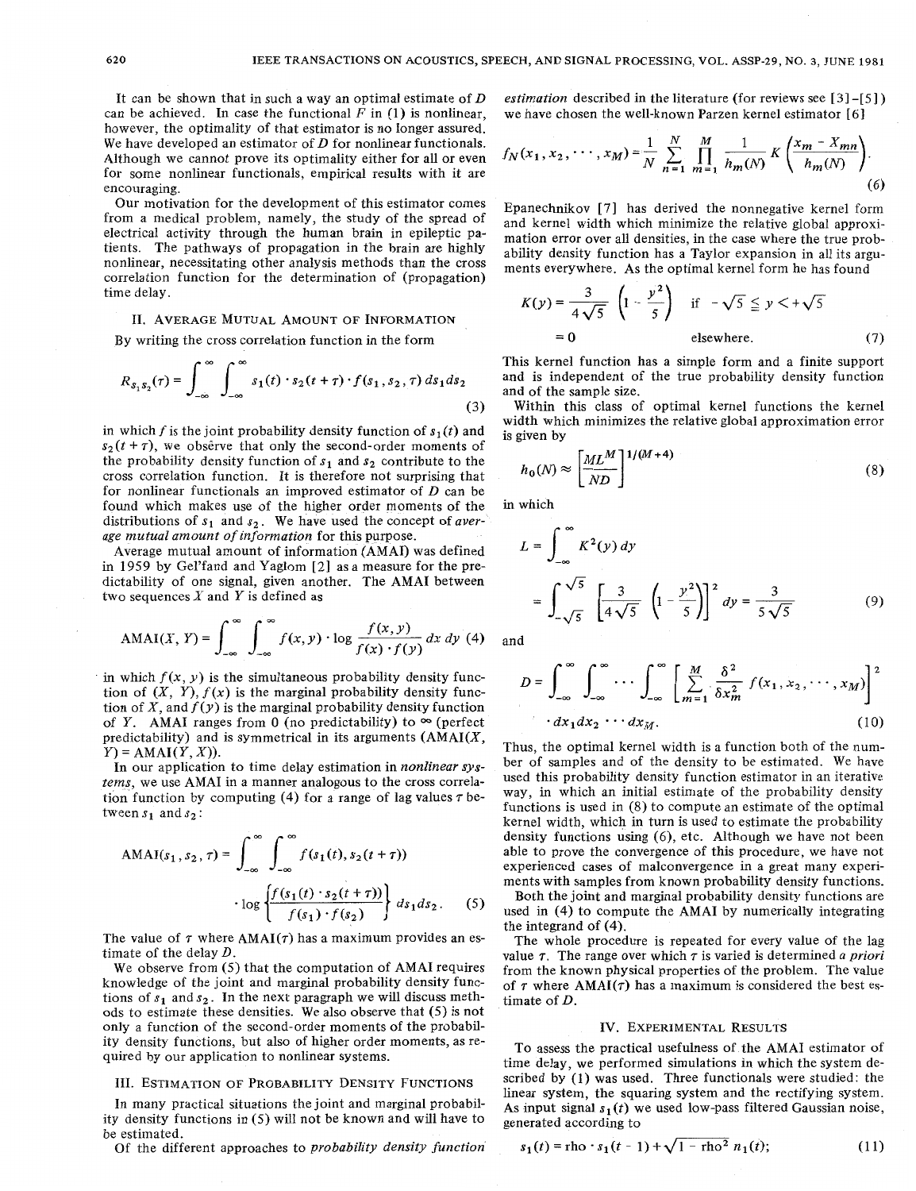It can be shown that in such a way an optimal estimate of $D$ can be achieved. In case the functional $F$ in (1) is nonlinear, however, the optimality of that estimator is no longer assured. We have developed an estimator of $D$ for nonlinear functionals. Although we cannot prove its optimality either for all or even for some nonlinear functionals, empirical results with it are encouraging.

Our motivation for the development of this estimator comes from a medical problem, namely, the study of the spread of electrical activity through the human brain in epileptic patients. The pathways of propagation in the brain are highly nonlinear, necessitating other analysis methods than the cross correlation function for the determination of (propagation) time delay.

## II. Average Mutual Amount of Information

By writing the cross correlation function in the form

$$R_{s_1 s_2}(\tau) = \int_{-\infty}^{\infty} \int_{-\infty}^{\infty} s_1(t) \cdot s_2(t+\tau) \cdot f(s_1, s_2, \tau)\, ds_1 ds_2 \tag{3}$$

in which $f$ is the joint probability density function of $s_1(t)$ and $s_2(t+\tau)$, we observe that only the second-order moments of the probability density function of $s_1$ and $s_2$ contribute to the cross correlation function. It is therefore not surprising that for nonlinear functionals an improved estimator of $D$ can be found which makes use of the higher order moments of the distributions of $s_1$ and $s_2$. We have used the concept of *average mutual amount of information* for this purpose.

Average mutual amount of information (AMAI) was defined in 1959 by Gel'fand and Yaglom [2] as a measure for the predictability of one signal, given another. The AMAI between two sequences $X$ and $Y$ is defined as

$$\text{AMAI}(X, Y) = \int_{-\infty}^{\infty} \int_{-\infty}^{\infty} f(x,y) \cdot \log \frac{f(x,y)}{f(x) \cdot f(y)}\, dx\, dy \tag{4}$$

in which $f(x, y)$ is the simultaneous probability density function of $(X, Y)$, $f(x)$ is the marginal probability density function of $X$, and $f(y)$ is the marginal probability density function of $Y$. AMAI ranges from 0 (no predictability) to $\infty$ (perfect predictability) and is symmetrical in its arguments ($\text{AMAI}(X, Y) = \text{AMAI}(Y, X)$).

In our application to time delay estimation in *nonlinear systems*, we use AMAI in a manner analogous to the cross correlation function by computing (4) for a range of lag values $\tau$ between $s_1$ and $s_2$:

$$\text{AMAI}(s_1, s_2, \tau) = \int_{-\infty}^{\infty} \int_{-\infty}^{\infty} f(s_1(t), s_2(t+\tau)) \cdot \log \left\{ \frac{f(s_1(t) \cdot s_2(t+\tau))}{f(s_1) \cdot f(s_2)} \right\} ds_1 ds_2. \tag{5}$$

The value of $\tau$ where $\text{AMAI}(\tau)$ has a maximum provides an estimate of the delay $D$.

We observe from (5) that the computation of AMAI requires knowledge of the joint and marginal probability density functions of $s_1$ and $s_2$. In the next paragraph we will discuss methods to estimate these densities. We also observe that (5) is not only a function of the second-order moments of the probability density functions, but also of higher order moments, as required by our application to nonlinear systems.

## III. Estimation of Probability Density Functions

In many practical situations the joint and marginal probability density functions in (5) will not be known and will have to be estimated.

Of the different approaches to *probability density function estimation* described in the literature (for reviews see [3]-[5]) we have chosen the well-known Parzen kernel estimator [6]

$$f_N(x_1, x_2, \cdots, x_M) = \frac{1}{N} \sum_{n=1}^{N} \prod_{m=1}^{M} \frac{1}{h_m(N)} K\left( \frac{x_m - X_{mn}}{h_m(N)} \right). \tag{6}$$

Epanechnikov [7] has derived the nonnegative kernel form and kernel width which minimize the relative global approximation error over all densities, in the case where the true probability density function has a Taylor expansion in all its arguments everywhere. As the optimal kernel form he has found

$$K(y) = \frac{3}{4\sqrt{5}} \left(1 - \frac{y^2}{5}\right) \quad \text{if } -\sqrt{5} \leq y < +\sqrt{5}$$
$$= 0 \quad \text{elsewhere.} \tag{7}$$

This kernel function has a simple form and a finite support and is independent of the true probability density function and of the sample size.

Within this class of optimal kernel functions the kernel width which minimizes the relative global approximation error is given by

$$h_0(N) \approx \left[ \frac{ML^M}{ND} \right]^{1/(M+4)} \tag{8}$$

in which

$$L = \int_{-\infty}^{\infty} K^2(y)\, dy = \int_{-\sqrt{5}}^{\sqrt{5}} \left[ \frac{3}{4\sqrt{5}} \left(1 - \frac{y^2}{5}\right) \right]^2 dy = \frac{3}{5\sqrt{5}} \tag{9}$$

and

$$D = \int_{-\infty}^{\infty} \int_{-\infty}^{\infty} \cdots \int_{-\infty}^{\infty} \left[ \sum_{m=1}^{M} \frac{\delta^2}{\delta x_m^2} f(x_1, x_2, \cdots, x_M) \right]^2 \cdot dx_1 dx_2 \cdots dx_M. \tag{10}$$

Thus, the optimal kernel width is a function both of the number of samples and of the density to be estimated. We have used this probability density function estimator in an iterative way, in which an initial estimate of the probability density functions is used in (8) to compute an estimate of the optimal kernel width, which in turn is used to estimate the probability density functions using (6), etc. Although we have not been able to prove the convergence of this procedure, we have not experienced cases of malconvergence in a great many experiments with samples from known probability density functions.

Both the joint and marginal probability density functions are used in (4) to compute the AMAI by numerically integrating the integrand of (4).

The whole procedure is repeated for every value of the lag value $\tau$. The range over which $\tau$ is varied is determined *a priori* from the known physical properties of the problem. The value of $\tau$ where $\text{AMAI}(\tau)$ has a maximum is considered the best estimate of $D$.

## IV. Experimental Results

To assess the practical usefulness of the AMAI estimator of time delay, we performed simulations in which the system described by (1) was used. Three functionals were studied: the linear system, the squaring system and the rectifying system. As input signal $s_1(t)$ we used low-pass filtered Gaussian noise, generated according to

$$s_1(t) = \text{rho} \cdot s_1(t-1) + \sqrt{1 - \text{rho}^2}\, n_1(t); \tag{11}$$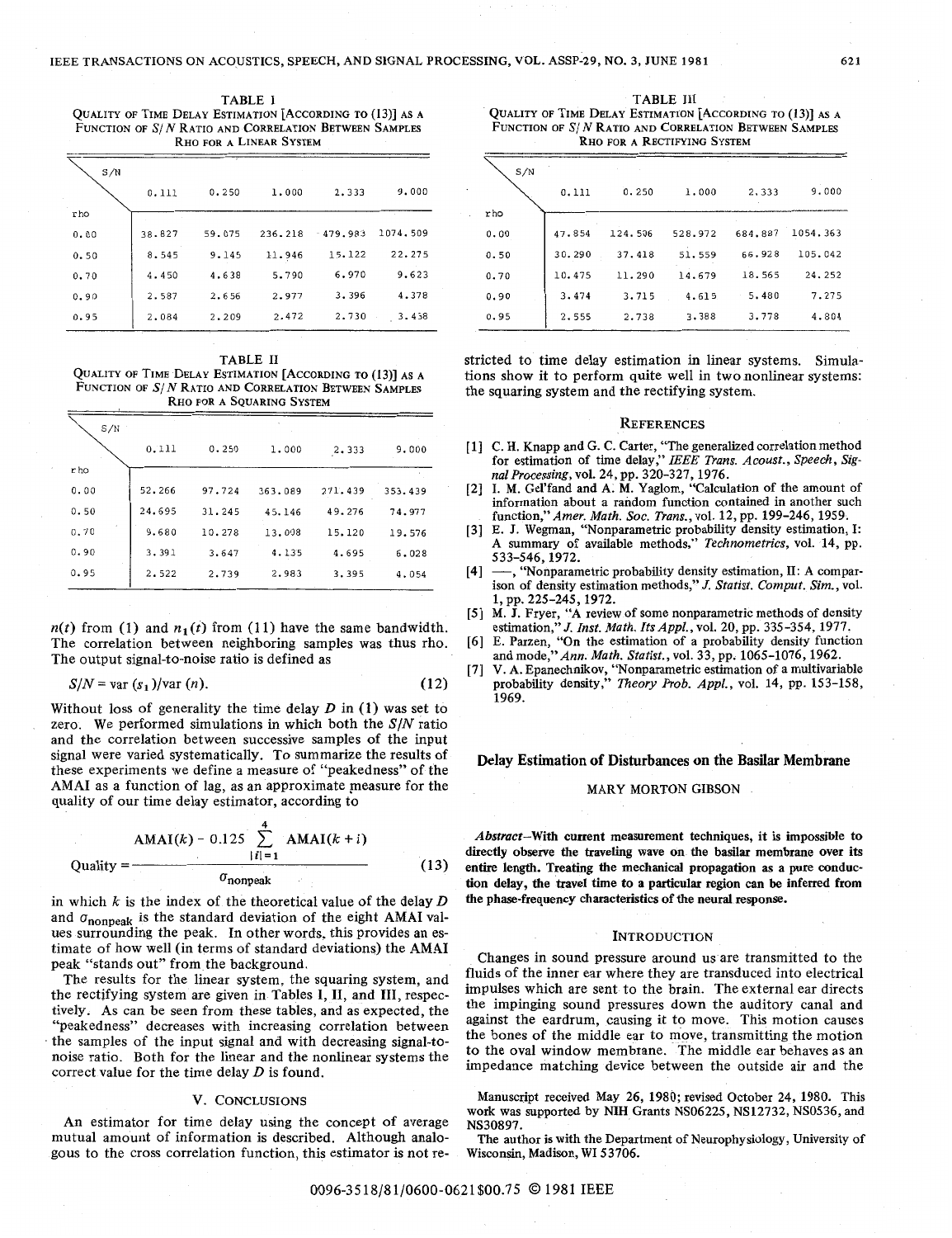TABLE I

QUALITY OF TIME DELAY ESTIMATION [ACCORDING TO (13)] AS A FUNCTION OF S/N RATIO AND CORRELATION BETWEEN SAMPLES RHO FOR A LINEAR SYSTEM

| rho \ S/N | 0.111 | 0.250 | 1.000 | 2.333 | 9.000 |
|---|---|---|---|---|---|
| 0.00 | 38.827 | 59.075 | 236.218 | 479.983 | 1074.509 |
| 0.50 | 8.545 | 9.145 | 11.946 | 15.122 | 22.275 |
| 0.70 | 4.450 | 4.638 | 5.790 | 6.970 | 9.623 |
| 0.90 | 2.587 | 2.656 | 2.977 | 3.396 | 4.378 |
| 0.95 | 2.084 | 2.209 | 2.472 | 2.730 | 3.438 |

TABLE II

QUALITY OF TIME DELAY ESTIMATION [ACCORDING TO (13)] AS A FUNCTION OF S/N RATIO AND CORRELATION BETWEEN SAMPLES RHO FOR A SQUARING SYSTEM

| rho \ S/N | 0.111 | 0.250 | 1.000 | 2.333 | 9.000 |
|---|---|---|---|---|---|
| 0.00 | 52.266 | 97.724 | 363.089 | 271.439 | 353.439 |
| 0.50 | 24.695 | 31.245 | 45.146 | 49.276 | 74.977 |
| 0.70 | 9.680 | 10.278 | 13.008 | 15.120 | 19.576 |
| 0.90 | 3.391 | 3.647 | 4.135 | 4.695 | 6.028 |
| 0.95 | 2.522 | 2.739 | 2.983 | 3.395 | 4.054 |

$n(t)$ from (1) and $n_1(t)$ from (11) have the same bandwidth. The correlation between neighboring samples was thus rho. The output signal-to-noise ratio is defined as

$$S/N = \text{var}(s_1)/\text{var}(n). \tag{12}$$

Without loss of generality the time delay $D$ in (1) was set to zero. We performed simulations in which both the $S/N$ ratio and the correlation between successive samples of the input signal were varied systematically. To summarize the results of these experiments we define a measure of "peakedness" of the AMAI as a function of lag, as an approximate measure for the quality of our time delay estimator, according to

$$\text{Quality} = \frac{\text{AMAI}(k) - 0.125 \sum_{|i|=1}^{4} \text{AMAI}(k+i)}{\sigma_{\text{nonpeak}}} \tag{13}$$

in which $k$ is the index of the theoretical value of the delay $D$ and $\sigma_{\text{nonpeak}}$ is the standard deviation of the eight AMAI values surrounding the peak. In other words, this provides an estimate of how well (in terms of standard deviations) the AMAI peak "stands out" from the background.

The results for the linear system, the squaring system, and the rectifying system are given in Tables I, II, and III, respectively. As can be seen from these tables, and as expected, the "peakedness" decreases with increasing correlation between the samples of the input signal and with decreasing signal-to-noise ratio. Both for the linear and the nonlinear systems the correct value for the time delay $D$ is found.

## V. CONCLUSIONS

An estimator for time delay using the concept of average mutual amount of information is described. Although analogous to the cross correlation function, this estimator is not restricted to time delay estimation in linear systems. Simulations show it to perform quite well in two nonlinear systems: the squaring system and the rectifying system.

TABLE III

QUALITY OF TIME DELAY ESTIMATION [ACCORDING TO (13)] AS A FUNCTION OF S/N RATIO AND CORRELATION BETWEEN SAMPLES RHO FOR A RECTIFYING SYSTEM

| rho \ S/N | 0.111 | 0.250 | 1.000 | 2.333 | 9.000 |
|---|---|---|---|---|---|
| 0.00 | 47.854 | 124.596 | 528.972 | 684.887 | 1054.363 |
| 0.50 | 30.290 | 37.418 | 51.559 | 66.928 | 105.042 |
| 0.70 | 10.475 | 11.290 | 14.679 | 18.565 | 24.252 |
| 0.90 | 3.474 | 3.715 | 4.615 | 5.480 | 7.275 |
| 0.95 | 2.555 | 2.738 | 3.388 | 3.778 | 4.804 |

## REFERENCES

[1] C. H. Knapp and G. C. Carter, "The generalized correlation method for estimation of time delay," *IEEE Trans. Acoust., Speech, Signal Processing*, vol. 24, pp. 320-327, 1976.

[2] I. M. Gel'fand and A. M. Yaglom, "Calculation of the amount of information about a random function contained in another such function," *Amer. Math. Soc. Trans.*, vol. 12, pp. 199-246, 1959.

[3] E. J. Wegman, "Nonparametric probability density estimation, I: A summary of available methods," *Technometrics*, vol. 14, pp. 533-546, 1972.

[4] —, "Nonparametric probability density estimation, II: A comparison of density estimation methods," *J. Statist. Comput. Sim.*, vol. 1, pp. 225-245, 1972.

[5] M. J. Fryer, "A review of some nonparametric methods of density estimation," *J. Inst. Math. Its Appl.*, vol. 20, pp. 335-354, 1977.

[6] E. Parzen, "On the estimation of a probability density function and mode," *Ann. Math. Statist.*, vol. 33, pp. 1065-1076, 1962.

[7] V. A. Epanechnikov, "Nonparametric estimation of a multivariable probability density," *Theory Prob. Appl.*, vol. 14, pp. 153-158, 1969.

# Delay Estimation of Disturbances on the Basilar Membrane

MARY MORTON GIBSON

***Abstract*—With current measurement techniques, it is impossible to directly observe the traveling wave on the basilar membrane over its entire length. Treating the mechanical propagation as a pure conduction delay, the travel time to a particular region can be inferred from the phase-frequency characteristics of the neural response.**

## INTRODUCTION

Changes in sound pressure around us are transmitted to the fluids of the inner ear where they are transduced into electrical impulses which are sent to the brain. The external ear directs the impinging sound pressures down the auditory canal and against the eardrum, causing it to move. This motion causes the bones of the middle ear to move, transmitting the motion to the oval window membrane. The middle ear behaves as an impedance matching device between the outside air and the

Manuscript received May 26, 1980; revised October 24, 1980. This work was supported by NIH Grants NS06225, NS12732, NS0536, and NS30897.

The author is with the Department of Neurophysiology, University of Wisconsin, Madison, WI 53706.